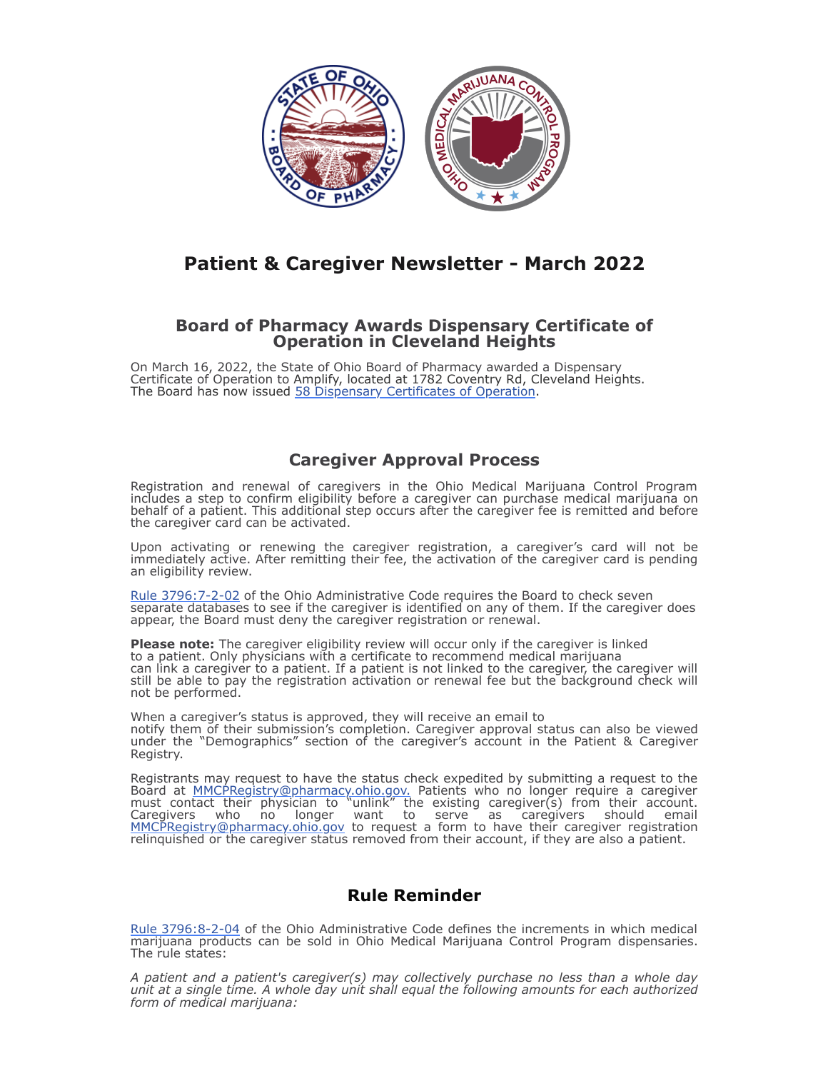# Patient & Caregiver Newsletter - March 2022

## Board of Pharmacy Awards Dispensary Certificate of Operation in Cleveland Heights

On March 16, 2022, the State of Ohio Board of Pharmacy awarded a Dispensary Certificate of Operation to Amplify, located at 1782 Coventry Rd, Cleveland Heights. The Board has now issued 58 Dispensary Certificates of Operation.

## Caregiver Approval Process

Registration and renewal of caregivers in the Ohio Medical Marijuana Control Program includes a step to confirm eligibility before a caregiver can purchase medical marijuana on behalf of a patient. This additional step occurs after the caregiver fee is remitted and before the caregiver card can be activated.

Upon activating or renewing the caregiver registration, a caregiver's card will not be immediately active. After remitting their fee, the activation of the caregiver card is pending an eligibility review.

Rule 3796:7-2-02 of the Ohio Administrative Code requires the Board to check seven separate databases to see if the caregiver is identified on any of them. If the caregiver does appear, the Board must deny the caregiver registration or renewal.

**Please note:** The caregiver eligibility review will occur only if the caregiver is linked to a patient. Only physicians with a certificate to recommend medical marijuana can link a caregiver to a patient. If a patient is not linked to the caregiver, the caregiver will still be able to pay the registration activation or renewal fee but the background check will not be performed.

When a caregiver's status is approved, they will receive an email to notify them of their submission's completion. Caregiver approval status can also be viewed under the "Demographics" section of the caregiver's account in the Patient & Caregiver Registry.

Registrants may request to have the status check expedited by submitting a request to the Board at MMCPRegistry@pharmacy.ohio.gov. Patients who no longer require a caregiver must contact their physician to "unlink" the existing caregiver(s) from their account. Caregivers who no longer want to serve as caregivers should email MMCPRegistry@pharmacy.ohio.gov to request a form to have their caregiver registration relinquished or the caregiver status removed from their account, if they are also a patient.

## Rule Reminder

Rule 3796:8-2-04 of the Ohio Administrative Code defines the increments in which medical marijuana products can be sold in Ohio Medical Marijuana Control Program dispensaries. The rule states:

*A patient and a patient's caregiver(s) may collectively purchase no less than a whole day unit at a single time. A whole day unit shall equal the following amounts for each authorized form of medical marijuana:*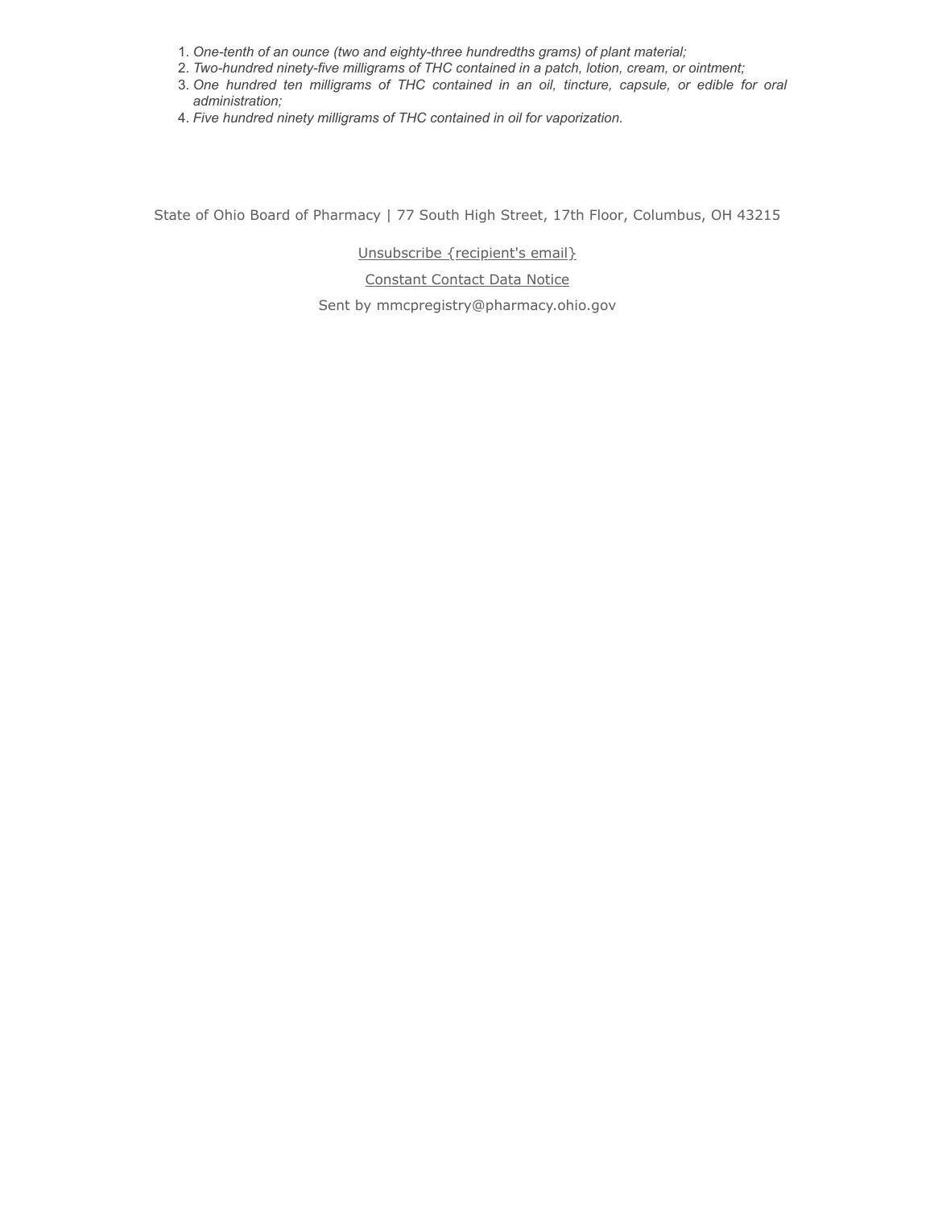1. *One-tenth of an ounce (two and eighty-three hundredths grams) of plant material;*
2. *Two-hundred ninety-five milligrams of THC contained in a patch, lotion, cream, or ointment;*
3. *One hundred ten milligrams of THC contained in an oil, tincture, capsule, or edible for oral administration;*
4. *Five hundred ninety milligrams of THC contained in oil for vaporization.*

State of Ohio Board of Pharmacy | 77 South High Street, 17th Floor, Columbus, OH 43215

Unsubscribe {recipient's email}

Constant Contact Data Notice

Sent by mmcpregistry@pharmacy.ohio.gov